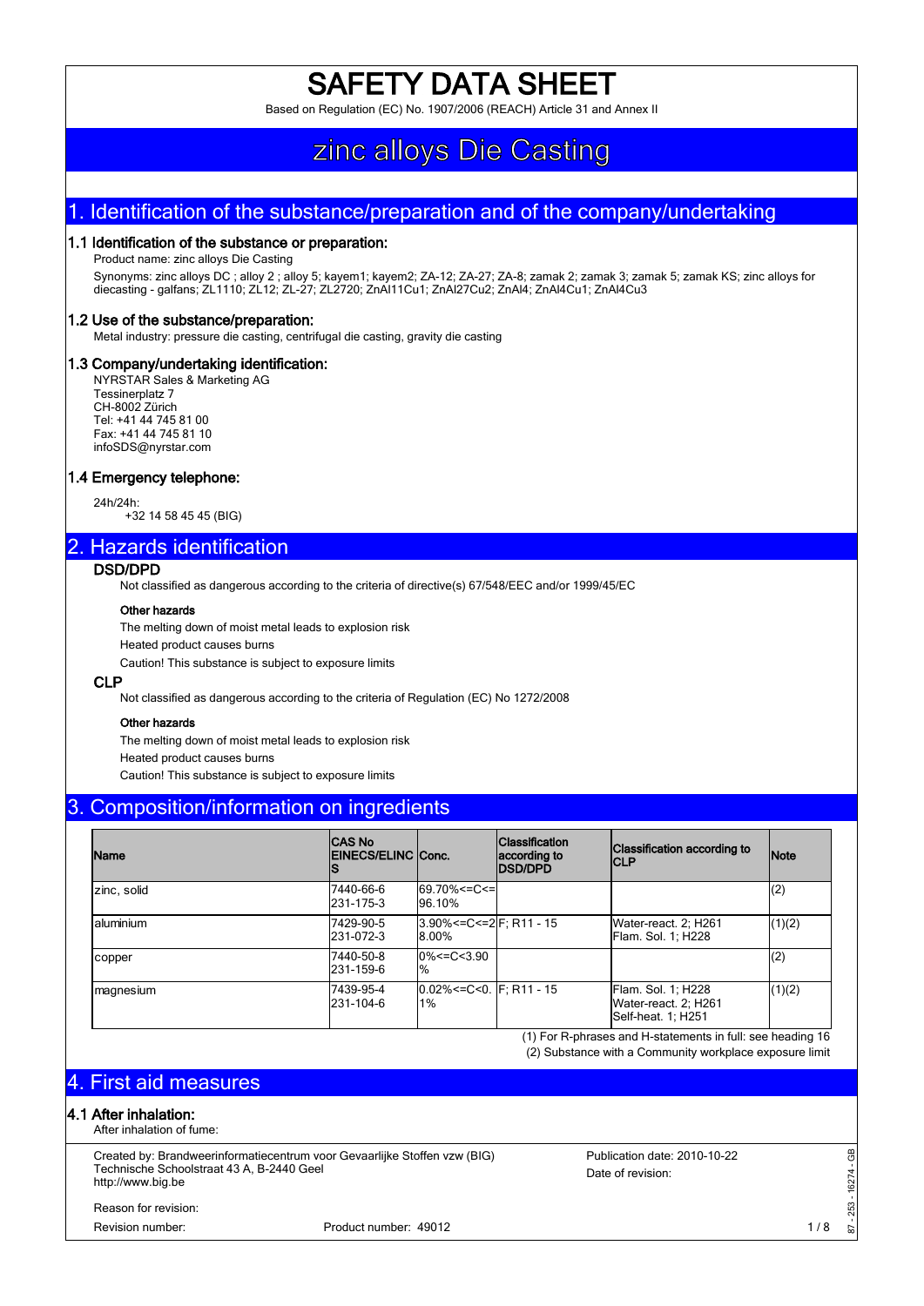# SAFETY DATA SHEET

Based on Regulation (EC) No. 1907/2006 (REACH) Article 31 and Annex II

# zinc alloys Die Casting

## 1. Identification of the substance/preparation and of the company/undertaking

### 1.1 Identification of the substance or preparation:

Product name: zinc alloys Die Casting

Synonyms: zinc alloys DC ; alloy 2 ; alloy 5; kayem1; kayem2; ZA-12; ZA-27; ZA-8; zamak 2; zamak 3; zamak 5; zamak KS; zinc alloys for diecasting - galfans; ZL1110; ZL12; ZL-27; ZL2720; ZnAl11Cu1; ZnAl27Cu2; ZnAl4; ZnAl4Cu1; ZnAl4Cu3

### 1.2 Use of the substance/preparation:

Metal industry: pressure die casting, centrifugal die casting, gravity die casting

### 1.3 Company/undertaking identification:

NYRSTAR Sales & Marketing AG
Tessinerplatz 7
CH-8002 Zürich
Tel: +41 44 745 81 00
Fax: +41 44 745 81 10
infoSDS@nyrstar.com

### 1.4 Emergency telephone:

24h/24h:
+32 14 58 45 45 (BIG)

## 2. Hazards identification

### DSD/DPD

Not classified as dangerous according to the criteria of directive(s) 67/548/EEC and/or 1999/45/EC

**Other hazards**

The melting down of moist metal leads to explosion risk

Heated product causes burns

Caution! This substance is subject to exposure limits

### CLP

Not classified as dangerous according to the criteria of Regulation (EC) No 1272/2008

**Other hazards**

The melting down of moist metal leads to explosion risk

Heated product causes burns

Caution! This substance is subject to exposure limits

## 3. Composition/information on ingredients

| Name | CAS No EINECS/ELINCS | Conc. | Classification according to DSD/DPD | Classification according to CLP | Note |
|---|---|---|---|---|---|
| zinc, solid | 7440-66-6<br>231-175-3 | 69.70%<=C<=96.10% | | | (2) |
| aluminium | 7429-90-5<br>231-072-3 | 3.90%<=C<=28.00% | F; R11 - 15 | Water-react. 2; H261<br>Flam. Sol. 1; H228 | (1)(2) |
| copper | 7440-50-8<br>231-159-6 | 0%<=C<3.90% | | | (2) |
| magnesium | 7439-95-4<br>231-104-6 | 0.02%<=C<0.1% | F; R11 - 15 | Flam. Sol. 1; H228<br>Water-react. 2; H261<br>Self-heat. 1; H251 | (1)(2) |

(1) For R-phrases and H-statements in full: see heading 16

(2) Substance with a Community workplace exposure limit

## 4. First aid measures

### 4.1 After inhalation:

After inhalation of fume:

Created by: Brandweerinformatiecentrum voor Gevaarlijke Stoffen vzw (BIG)
Technische Schoolstraat 43 A, B-2440 Geel
http://www.big.be

Publication date: 2010-10-22
Date of revision:

Reason for revision:
Revision number: Product number: 49012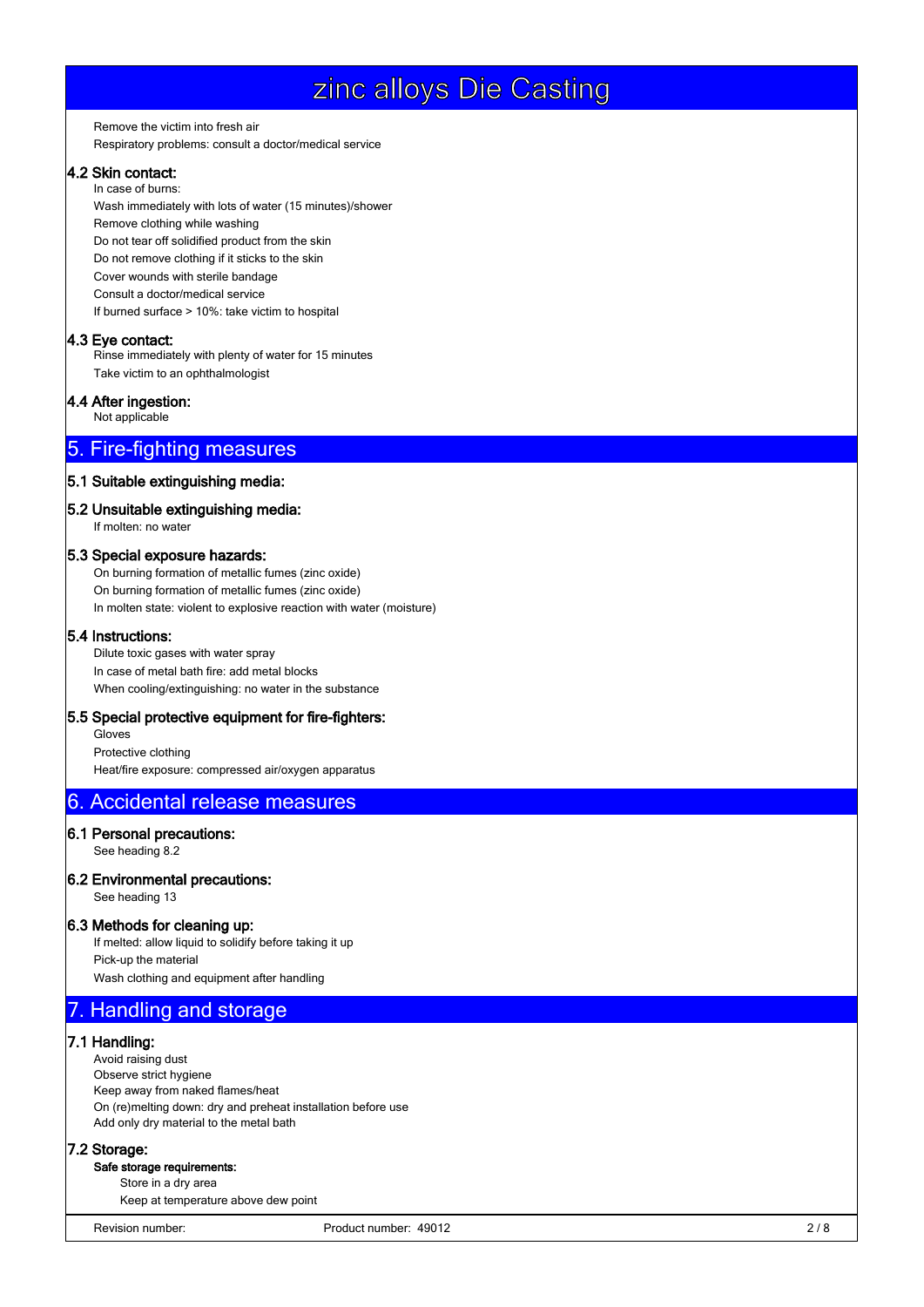Remove the victim into fresh air

Respiratory problems: consult a doctor/medical service

### 4.2 Skin contact:

In case of burns:

Wash immediately with lots of water (15 minutes)/shower

Remove clothing while washing

Do not tear off solidified product from the skin

Do not remove clothing if it sticks to the skin

Cover wounds with sterile bandage

Consult a doctor/medical service

If burned surface > 10%: take victim to hospital

### 4.3 Eye contact:

Rinse immediately with plenty of water for 15 minutes

Take victim to an ophthalmologist

### 4.4 After ingestion:

Not applicable

## 5. Fire-fighting measures

### 5.1 Suitable extinguishing media:

### 5.2 Unsuitable extinguishing media:

If molten: no water

### 5.3 Special exposure hazards:

On burning formation of metallic fumes (zinc oxide)

On burning formation of metallic fumes (zinc oxide)

In molten state: violent to explosive reaction with water (moisture)

### 5.4 Instructions:

Dilute toxic gases with water spray

In case of metal bath fire: add metal blocks

When cooling/extinguishing: no water in the substance

### 5.5 Special protective equipment for fire-fighters:

Gloves

Protective clothing

Heat/fire exposure: compressed air/oxygen apparatus

## 6. Accidental release measures

### 6.1 Personal precautions:

See heading 8.2

### 6.2 Environmental precautions:

See heading 13

### 6.3 Methods for cleaning up:

If melted: allow liquid to solidify before taking it up

Pick-up the material

Wash clothing and equipment after handling

## 7. Handling and storage

### 7.1 Handling:

Avoid raising dust

Observe strict hygiene

Keep away from naked flames/heat

On (re)melting down: dry and preheat installation before use

Add only dry material to the metal bath

### 7.2 Storage:

**Safe storage requirements:**

Store in a dry area

Keep at temperature above dew point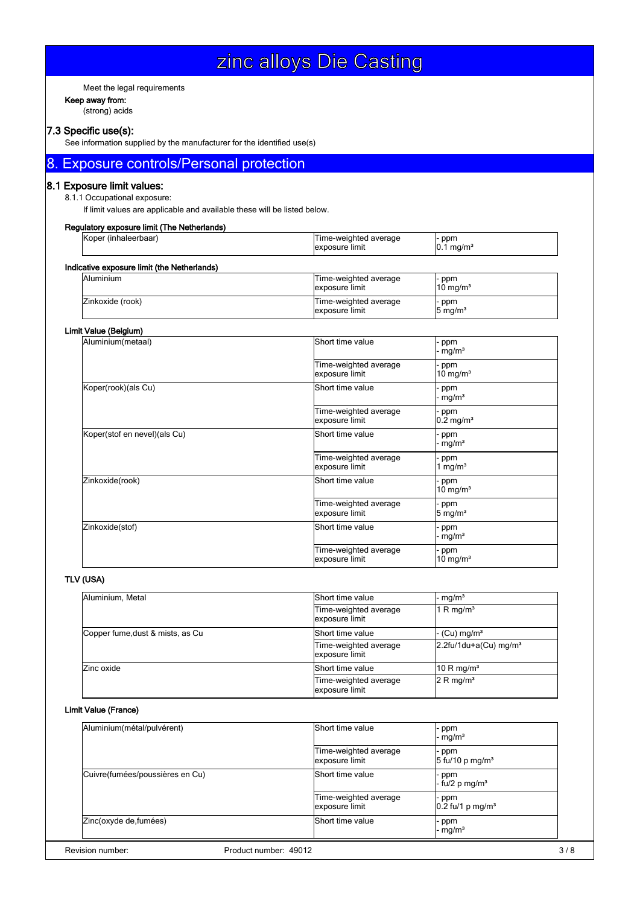Meet the legal requirements

**Keep away from:**

(strong) acids

### 7.3 Specific use(s):

See information supplied by the manufacturer for the identified use(s)

## 8. Exposure controls/Personal protection

### 8.1 Exposure limit values:

8.1.1 Occupational exposure:

If limit values are applicable and available these will be listed below.

**Regulatory exposure limit (The Netherlands)**

| | | |
|---|---|---|
| Koper (inhaleerbaar) | Time-weighted average exposure limit | - ppm<br>0.1 mg/m³ |

**Indicative exposure limit (the Netherlands)**

| | | |
|---|---|---|
| Aluminium | Time-weighted average exposure limit | - ppm<br>10 mg/m³ |
| Zinkoxide (rook) | Time-weighted average exposure limit | - ppm<br>5 mg/m³ |

**Limit Value (Belgium)**

| | | |
|---|---|---|
| Aluminium(metaal) | Short time value | - ppm<br>- mg/m³ |
| | Time-weighted average exposure limit | - ppm<br>10 mg/m³ |
| Koper(rook)(als Cu) | Short time value | - ppm<br>- mg/m³ |
| | Time-weighted average exposure limit | - ppm<br>0.2 mg/m³ |
| Koper(stof en nevel)(als Cu) | Short time value | - ppm<br>- mg/m³ |
| | Time-weighted average exposure limit | - ppm<br>1 mg/m³ |
| Zinkoxide(rook) | Short time value | - ppm<br>10 mg/m³ |
| | Time-weighted average exposure limit | - ppm<br>5 mg/m³ |
| Zinkoxide(stof) | Short time value | - ppm<br>- mg/m³ |
| | Time-weighted average exposure limit | - ppm<br>10 mg/m³ |

**TLV (USA)**

| | | |
|---|---|---|
| Aluminium, Metal | Short time value | - mg/m³ |
| | Time-weighted average exposure limit | 1 R mg/m³ |
| Copper fume,dust & mists, as Cu | Short time value | - (Cu) mg/m³ |
| | Time-weighted average exposure limit | 2.2fu/1du+a(Cu) mg/m³ |
| Zinc oxide | Short time value | 10 R mg/m³ |
| | Time-weighted average exposure limit | 2 R mg/m³ |

**Limit Value (France)**

| | | |
|---|---|---|
| Aluminium(métal/pulvérent) | Short time value | - ppm<br>- mg/m³ |
| | Time-weighted average exposure limit | - ppm<br>5 fu/10 p mg/m³ |
| Cuivre(fumées/poussières en Cu) | Short time value | - ppm<br>- fu/2 p mg/m³ |
| | Time-weighted average exposure limit | - ppm<br>0.2 fu/1 p mg/m³ |
| Zinc(oxyde de,fumées) | Short time value | - ppm<br>- mg/m³ |

Revision number: Product number: 49012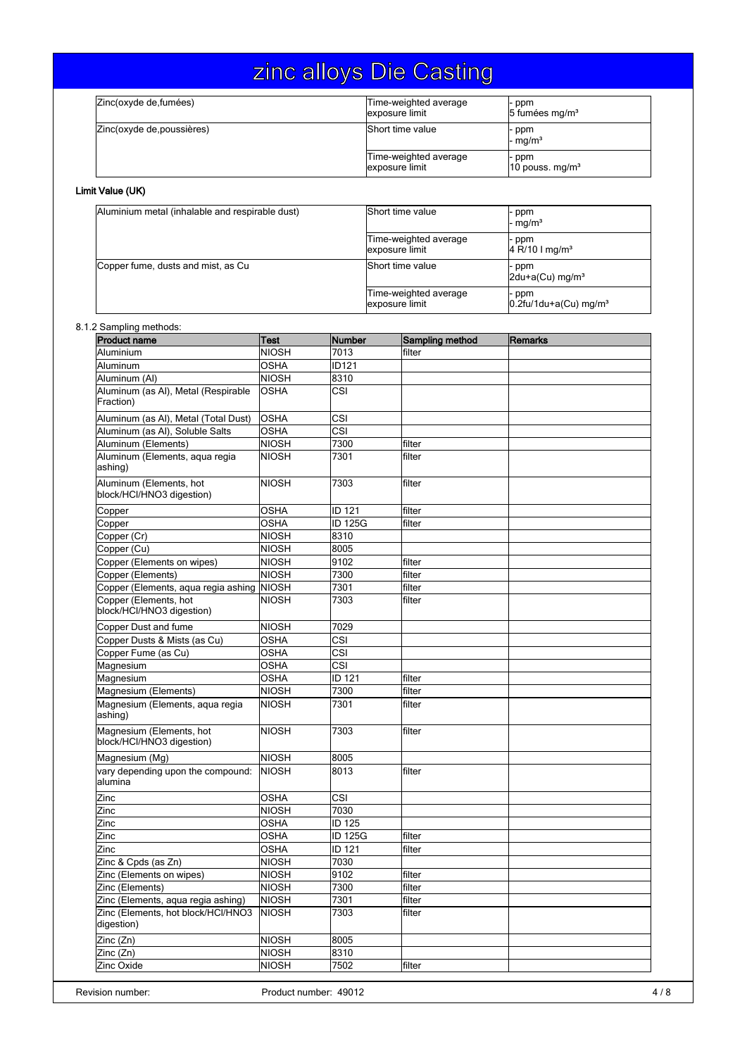| | | |
|---|---|---|
| Zinc(oxyde de,fumées) | Time-weighted average exposure limit | - ppm<br>5 fumées mg/m³ |
| Zinc(oxyde de,poussières) | Short time value | - ppm<br>- mg/m³ |
| | Time-weighted average exposure limit | - ppm<br>10 pouss. mg/m³ |

**Limit Value (UK)**

| | | |
|---|---|---|
| Aluminium metal (inhalable and respirable dust) | Short time value | - ppm<br>- mg/m³ |
| | Time-weighted average exposure limit | - ppm<br>4 R/10 I mg/m³ |
| Copper fume, dusts and mist, as Cu | Short time value | - ppm<br>2du+a(Cu) mg/m³ |
| | Time-weighted average exposure limit | - ppm<br>0.2fu/1du+a(Cu) mg/m³ |

8.1.2 Sampling methods:

| Product name | Test | Number | Sampling method | Remarks |
|---|---|---|---|---|
| Aluminium | NIOSH | 7013 | filter | |
| Aluminum | OSHA | ID121 | | |
| Aluminum (Al) | NIOSH | 8310 | | |
| Aluminum (as Al), Metal (Respirable Fraction) | OSHA | CSI | | |
| Aluminum (as Al), Metal (Total Dust) | OSHA | CSI | | |
| Aluminum (as Al), Soluble Salts | OSHA | CSI | | |
| Aluminum (Elements) | NIOSH | 7300 | filter | |
| Aluminum (Elements, aqua regia ashing) | NIOSH | 7301 | filter | |
| Aluminum (Elements, hot block/HCl/HNO3 digestion) | NIOSH | 7303 | filter | |
| Copper | OSHA | ID 121 | filter | |
| Copper | OSHA | ID 125G | filter | |
| Copper (Cr) | NIOSH | 8310 | | |
| Copper (Cu) | NIOSH | 8005 | | |
| Copper (Elements on wipes) | NIOSH | 9102 | filter | |
| Copper (Elements) | NIOSH | 7300 | filter | |
| Copper (Elements, aqua regia ashing | NIOSH | 7301 | filter | |
| Copper (Elements, hot block/HCl/HNO3 digestion) | NIOSH | 7303 | filter | |
| Copper Dust and fume | NIOSH | 7029 | | |
| Copper Dusts & Mists (as Cu) | OSHA | CSI | | |
| Copper Fume (as Cu) | OSHA | CSI | | |
| Magnesium | OSHA | CSI | | |
| Magnesium | OSHA | ID 121 | filter | |
| Magnesium (Elements) | NIOSH | 7300 | filter | |
| Magnesium (Elements, aqua regia ashing) | NIOSH | 7301 | filter | |
| Magnesium (Elements, hot block/HCl/HNO3 digestion) | NIOSH | 7303 | filter | |
| Magnesium (Mg) | NIOSH | 8005 | | |
| vary depending upon the compound: alumina | NIOSH | 8013 | filter | |
| Zinc | OSHA | CSI | | |
| Zinc | NIOSH | 7030 | | |
| Zinc | OSHA | ID 125 | | |
| Zinc | OSHA | ID 125G | filter | |
| Zinc | OSHA | ID 121 | filter | |
| Zinc & Cpds (as Zn) | NIOSH | 7030 | | |
| Zinc (Elements on wipes) | NIOSH | 9102 | filter | |
| Zinc (Elements) | NIOSH | 7300 | filter | |
| Zinc (Elements, aqua regia ashing) | NIOSH | 7301 | filter | |
| Zinc (Elements, hot block/HCl/HNO3 digestion) | NIOSH | 7303 | filter | |
| Zinc (Zn) | NIOSH | 8005 | | |
| Zinc (Zn) | NIOSH | 8310 | | |
| Zinc Oxide | NIOSH | 7502 | filter | |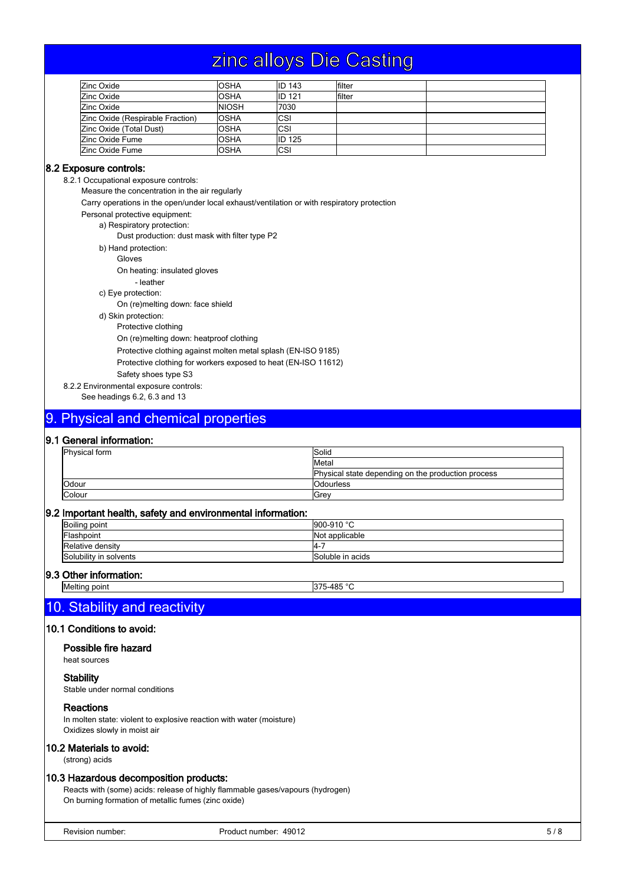| | | | | |
|---|---|---|---|---|
| Zinc Oxide | OSHA | ID 143 | filter | |
| Zinc Oxide | OSHA | ID 121 | filter | |
| Zinc Oxide | NIOSH | 7030 | | |
| Zinc Oxide (Respirable Fraction) | OSHA | CSI | | |
| Zinc Oxide (Total Dust) | OSHA | CSI | | |
| Zinc Oxide Fume | OSHA | ID 125 | | |
| Zinc Oxide Fume | OSHA | CSI | | |

### 8.2 Exposure controls:

8.2.1 Occupational exposure controls:

Measure the concentration in the air regularly

Carry operations in the open/under local exhaust/ventilation or with respiratory protection

Personal protective equipment:

a) Respiratory protection:
- Dust production: dust mask with filter type P2

b) Hand protection:
- Gloves
- On heating: insulated gloves
  - leather

c) Eye protection:
- On (re)melting down: face shield

d) Skin protection:
- Protective clothing
- On (re)melting down: heatproof clothing
- Protective clothing against molten metal splash (EN-ISO 9185)
- Protective clothing for workers exposed to heat (EN-ISO 11612)
- Safety shoes type S3

8.2.2 Environmental exposure controls:

See headings 6.2, 6.3 and 13

## 9. Physical and chemical properties

### 9.1 General information:

| | |
|---|---|
| Physical form | Solid |
| | Metal |
| | Physical state depending on the production process |
| Odour | Odourless |
| Colour | Grey |

### 9.2 Important health, safety and environmental information:

| | |
|---|---|
| Boiling point | 900-910 °C |
| Flashpoint | Not applicable |
| Relative density | 4-7 |
| Solubility in solvents | Soluble in acids |

### 9.3 Other information:

| | |
|---|---|
| Melting point | 375-485 °C |

## 10. Stability and reactivity

### 10.1 Conditions to avoid:

#### Possible fire hazard

heat sources

#### Stability

Stable under normal conditions

#### Reactions

In molten state: violent to explosive reaction with water (moisture)

Oxidizes slowly in moist air

### 10.2 Materials to avoid:

(strong) acids

### 10.3 Hazardous decomposition products:

Reacts with (some) acids: release of highly flammable gases/vapours (hydrogen)

On burning formation of metallic fumes (zinc oxide)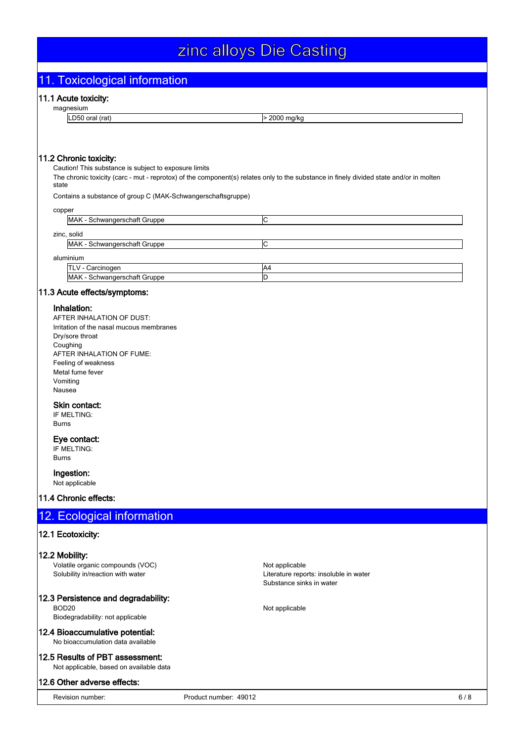## 11. Toxicological information

### 11.1 Acute toxicity:

magnesium

| | |
|---|---|
| LD50 oral (rat) | > 2000 mg/kg |

### 11.2 Chronic toxicity:

Caution! This substance is subject to exposure limits

The chronic toxicity (carc - mut - reprotox) of the component(s) relates only to the substance in finely divided state and/or in molten state

Contains a substance of group C (MAK-Schwangerschaftsgruppe)

copper

| | |
|---|---|
| MAK - Schwangerschaft Gruppe | C |

zinc, solid

| | |
|---|---|
| MAK - Schwangerschaft Gruppe | C |

aluminium

| | |
|---|---|
| TLV - Carcinogen | A4 |
| MAK - Schwangerschaft Gruppe | D |

### 11.3 Acute effects/symptoms:

#### Inhalation:

AFTER INHALATION OF DUST:
Irritation of the nasal mucous membranes
Dry/sore throat
Coughing
AFTER INHALATION OF FUME:
Feeling of weakness
Metal fume fever
Vomiting
Nausea

#### Skin contact:

IF MELTING:
Burns

#### Eye contact:

IF MELTING:
Burns

#### Ingestion:

Not applicable

### 11.4 Chronic effects:

## 12. Ecological information

### 12.1 Ecotoxicity:

### 12.2 Mobility:

| | |
|---|---|
| Volatile organic compounds (VOC) | Not applicable |
| Solubility in/reaction with water | Literature reports: insoluble in water<br>Substance sinks in water |

### 12.3 Persistence and degradability:

| | |
|---|---|
| BOD20 | Not applicable |

Biodegradability: not applicable

### 12.4 Bioaccumulative potential:

No bioaccumulation data available

### 12.5 Results of PBT assessment:

Not applicable, based on available data

### 12.6 Other adverse effects: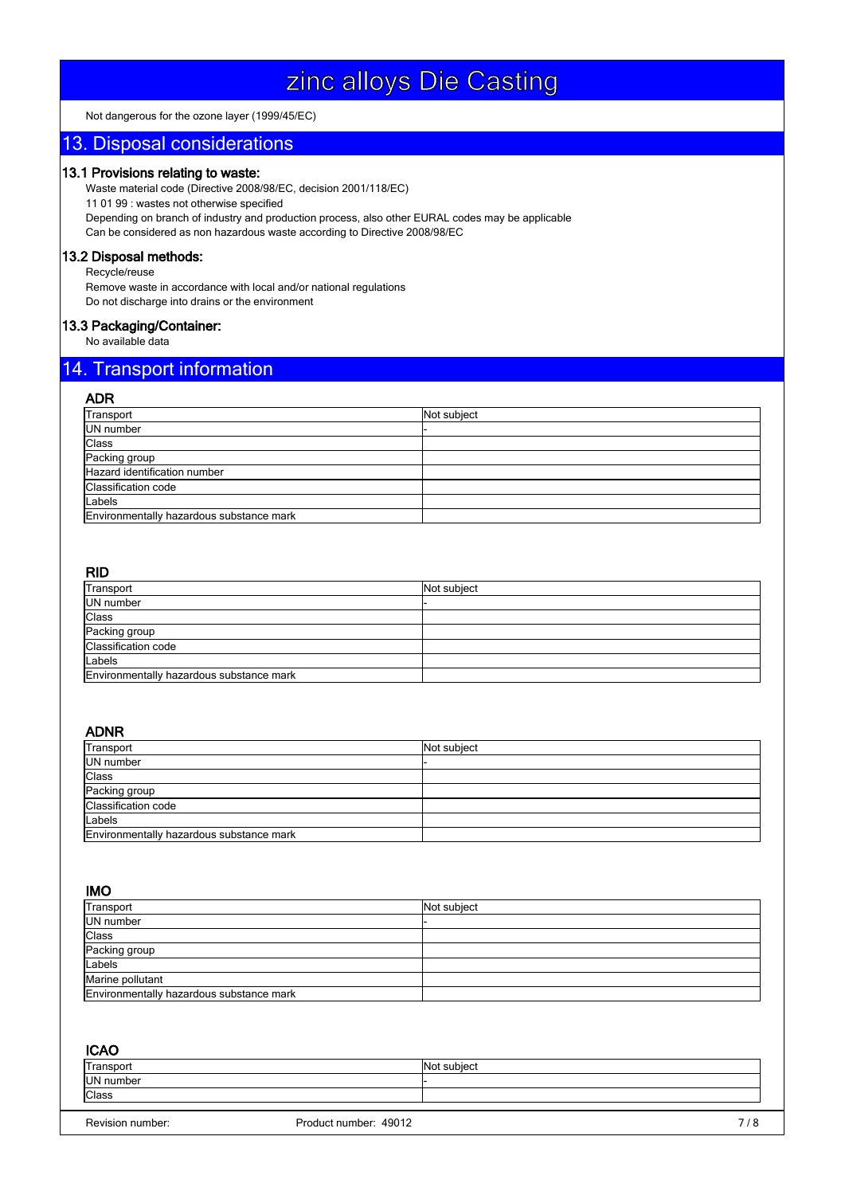Not dangerous for the ozone layer (1999/45/EC)

## 13. Disposal considerations

### 13.1 Provisions relating to waste:

Waste material code (Directive 2008/98/EC, decision 2001/118/EC)

11 01 99 : wastes not otherwise specified

Depending on branch of industry and production process, also other EURAL codes may be applicable

Can be considered as non hazardous waste according to Directive 2008/98/EC

### 13.2 Disposal methods:

Recycle/reuse

Remove waste in accordance with local and/or national regulations

Do not discharge into drains or the environment

### 13.3 Packaging/Container:

No available data

## 14. Transport information

### ADR

| Transport | Not subject |
|---|---|
| UN number | - |
| Class | |
| Packing group | |
| Hazard identification number | |
| Classification code | |
| Labels | |
| Environmentally hazardous substance mark | |

### RID

| Transport | Not subject |
|---|---|
| UN number | - |
| Class | |
| Packing group | |
| Classification code | |
| Labels | |
| Environmentally hazardous substance mark | |

### ADNR

| Transport | Not subject |
|---|---|
| UN number | - |
| Class | |
| Packing group | |
| Classification code | |
| Labels | |
| Environmentally hazardous substance mark | |

### IMO

| Transport | Not subject |
|---|---|
| UN number | - |
| Class | |
| Packing group | |
| Labels | |
| Marine pollutant | |
| Environmentally hazardous substance mark | |

### ICAO

| Transport | Not subject |
|---|---|
| UN number | - |
| Class | |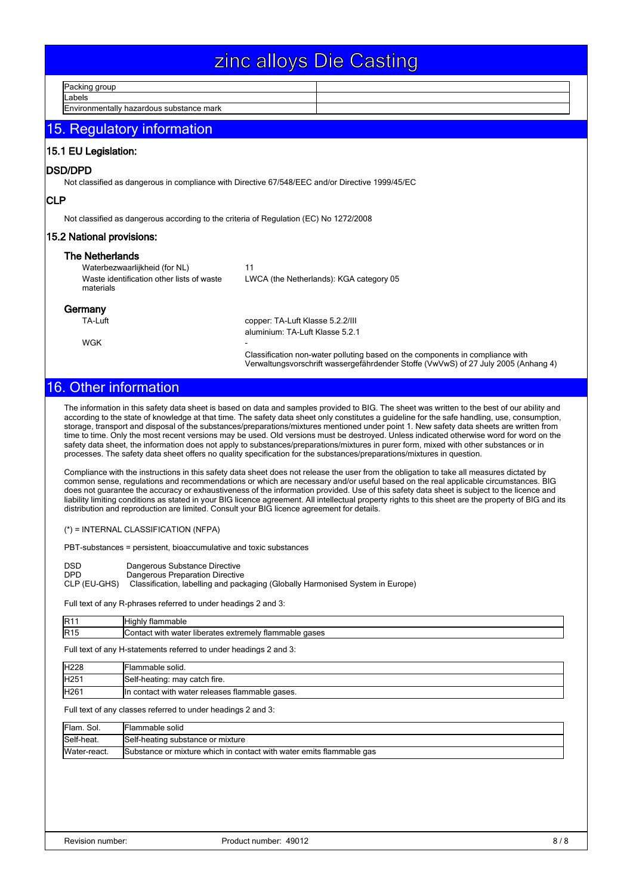| | |
|---|---|
| Packing group | |
| Labels | |
| Environmentally hazardous substance mark | |

## 15. Regulatory information

### 15.1 EU Legislation:

#### DSD/DPD

Not classified as dangerous in compliance with Directive 67/548/EEC and/or Directive 1999/45/EC

#### CLP

Not classified as dangerous according to the criteria of Regulation (EC) No 1272/2008

### 15.2 National provisions:

#### The Netherlands

| | |
|---|---|
| Waterbezwaarlijkheid (for NL) | 11 |
| Waste identification other lists of waste materials | LWCA (the Netherlands): KGA category 05 |

#### Germany

| | |
|---|---|
| TA-Luft | copper: TA-Luft Klasse 5.2.2/III |
| | aluminium: TA-Luft Klasse 5.2.1 |
| WGK | - |
| | Classification non-water polluting based on the components in compliance with Verwaltungsvorschrift wassergefährdender Stoffe (VwVwS) of 27 July 2005 (Anhang 4) |

## 16. Other information

The information in this safety data sheet is based on data and samples provided to BIG. The sheet was written to the best of our ability and according to the state of knowledge at that time. The safety data sheet only constitutes a guideline for the safe handling, use, consumption, storage, transport and disposal of the substances/preparations/mixtures mentioned under point 1. New safety data sheets are written from time to time. Only the most recent versions may be used. Old versions must be destroyed. Unless indicated otherwise word for word on the safety data sheet, the information does not apply to substances/preparations/mixtures in purer form, mixed with other substances or in processes. The safety data sheet offers no quality specification for the substances/preparations/mixtures in question.

Compliance with the instructions in this safety data sheet does not release the user from the obligation to take all measures dictated by common sense, regulations and recommendations or which are necessary and/or useful based on the real applicable circumstances. BIG does not guarantee the accuracy or exhaustiveness of the information provided. Use of this safety data sheet is subject to the licence and liability limiting conditions as stated in your BIG licence agreement. All intellectual property rights to this sheet are the property of BIG and its distribution and reproduction are limited. Consult your BIG licence agreement for details.

(*) = INTERNAL CLASSIFICATION (NFPA)

PBT-substances = persistent, bioaccumulative and toxic substances

DSD Dangerous Substance Directive
DPD Dangerous Preparation Directive
CLP (EU-GHS) Classification, labelling and packaging (Globally Harmonised System in Europe)

Full text of any R-phrases referred to under headings 2 and 3:

| | |
|---|---|
| R11 | Highly flammable |
| R15 | Contact with water liberates extremely flammable gases |

Full text of any H-statements referred to under headings 2 and 3:

| | |
|---|---|
| H228 | Flammable solid. |
| H251 | Self-heating: may catch fire. |
| H261 | In contact with water releases flammable gases. |

Full text of any classes referred to under headings 2 and 3:

| | |
|---|---|
| Flam. Sol. | Flammable solid |
| Self-heat. | Self-heating substance or mixture |
| Water-react. | Substance or mixture which in contact with water emits flammable gas |